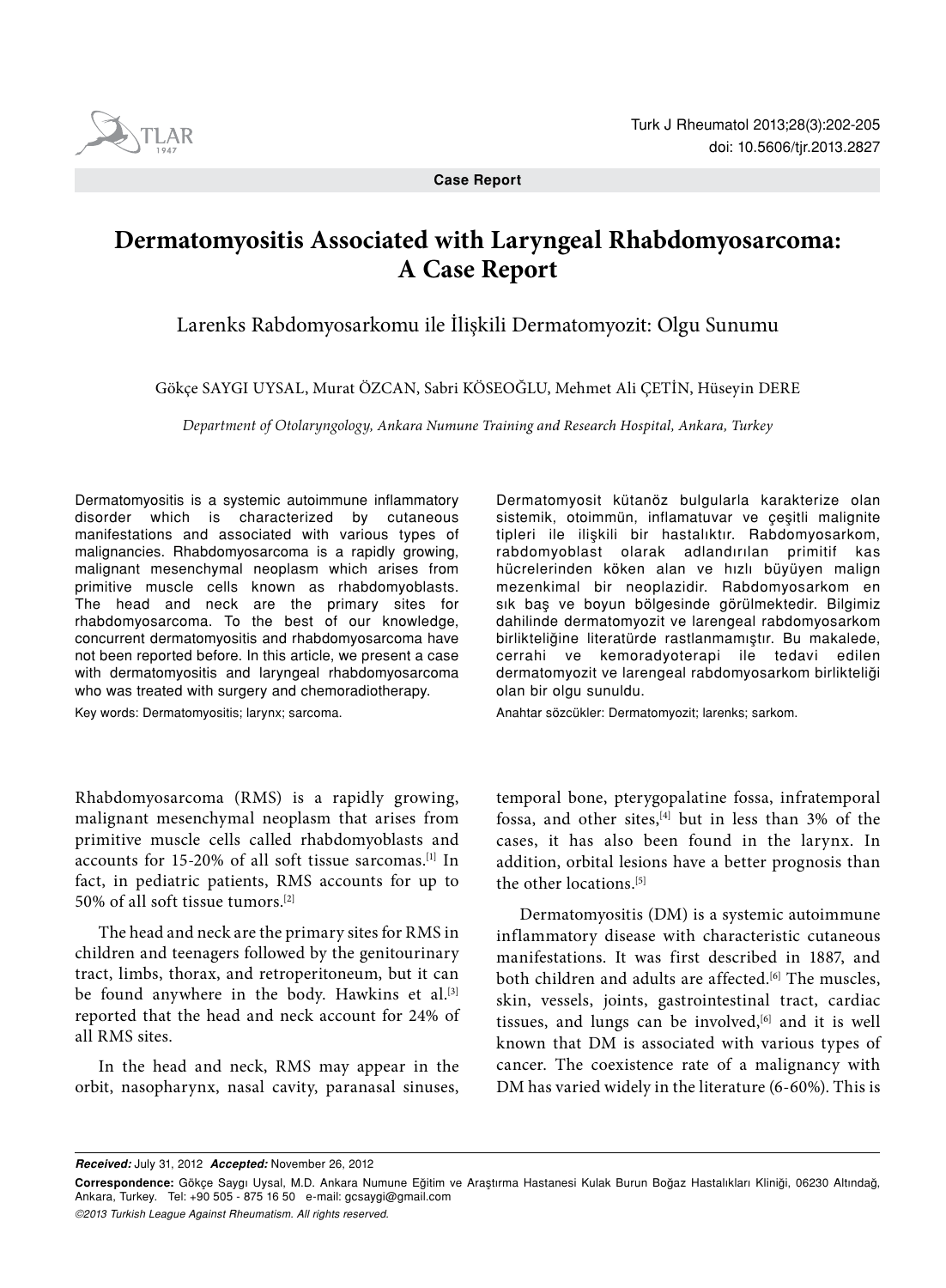**Case Report**

# Dermatomyositis Associated with Laryngeal Rhabdomyosarcoma: A Case Report

## Larenks Rabdomyosarkomu ile İlişkili Dermatomyozit: Olgu Sunumu

Gökçe SAYGI UYSAL, Murat ÖZCAN, Sabri KÖSEOĞLU, Mehmet Ali ÇETİN, Hüseyin DERE

*Department of Otolaryngology, Ankara Numune Training and Research Hospital, Ankara, Turkey*

Dermatomyositis is a systemic autoimmune inflammatory disorder which is characterized by cutaneous manifestations and associated with various types of malignancies. Rhabdomyosarcoma is a rapidly growing, malignant mesenchymal neoplasm which arises from primitive muscle cells known as rhabdomyoblasts. The head and neck are the primary sites for rhabdomyosarcoma. To the best of our knowledge, concurrent dermatomyositis and rhabdomyosarcoma have not been reported before. In this article, we present a case with dermatomyositis and laryngeal rhabdomyosarcoma who was treated with surgery and chemoradiotherapy.

Key words: Dermatomyositis; larynx; sarcoma.

Dermatomyosit kütanöz bulgularla karakterize olan sistemik, otoimmün, inflamatuvar ve çeşitli malignite tipleri ile ilişkili bir hastalıktır. Rabdomyosarkom, rabdomyoblast olarak adlandırılan primitif kas hücrelerinden köken alan ve hızlı büyüyen malign mezenkimal bir neoplazidir. Rabdomyosarkom en sık baş ve boyun bölgesinde görülmektedir. Bilgimiz dahilinde dermatomyozit ve larengeal rabdomyosarkom birlikteliğine literatürde rastlanmamıştır. Bu makalede, cerrahi ve kemoradyoterapi ile tedavi edilen dermatomyozit ve larengeal rabdomyosarkom birlikteliği olan bir olgu sunuldu.

Anahtar sözcükler: Dermatomyozit; larenks; sarkom.

Rhabdomyosarcoma (RMS) is a rapidly growing, malignant mesenchymal neoplasm that arises from primitive muscle cells called rhabdomyoblasts and accounts for 15-20% of all soft tissue sarcomas.[1] In fact, in pediatric patients, RMS accounts for up to 50% of all soft tissue tumors.[2]

The head and neck are the primary sites for RMS in children and teenagers followed by the genitourinary tract, limbs, thorax, and retroperitoneum, but it can be found anywhere in the body. Hawkins et al.[3] reported that the head and neck account for 24% of all RMS sites.

In the head and neck, RMS may appear in the orbit, nasopharynx, nasal cavity, paranasal sinuses, temporal bone, pterygopalatine fossa, infratemporal fossa, and other sites,[4] but in less than 3% of the cases, it has also been found in the larynx. In addition, orbital lesions have a better prognosis than the other locations.[5]

Dermatomyositis (DM) is a systemic autoimmune inflammatory disease with characteristic cutaneous manifestations. It was first described in 1887, and both children and adults are affected.[6] The muscles, skin, vessels, joints, gastrointestinal tract, cardiac tissues, and lungs can be involved,[6] and it is well known that DM is associated with various types of cancer. The coexistence rate of a malignancy with DM has varied widely in the literature (6-60%). This is

***Received:*** July 31, 2012 ***Accepted:*** November 26, 2012

**Correspondence:** Gökçe Saygı Uysal, M.D. Ankara Numune Eğitim ve Araştırma Hastanesi Kulak Burun Boğaz Hastalıkları Kliniği, 06230 Altındağ, Ankara, Turkey. Tel: +90 505 - 875 16 50 e-mail: gcsaygi@gmail.com

*©2013 Turkish League Against Rheumatism. All rights reserved.*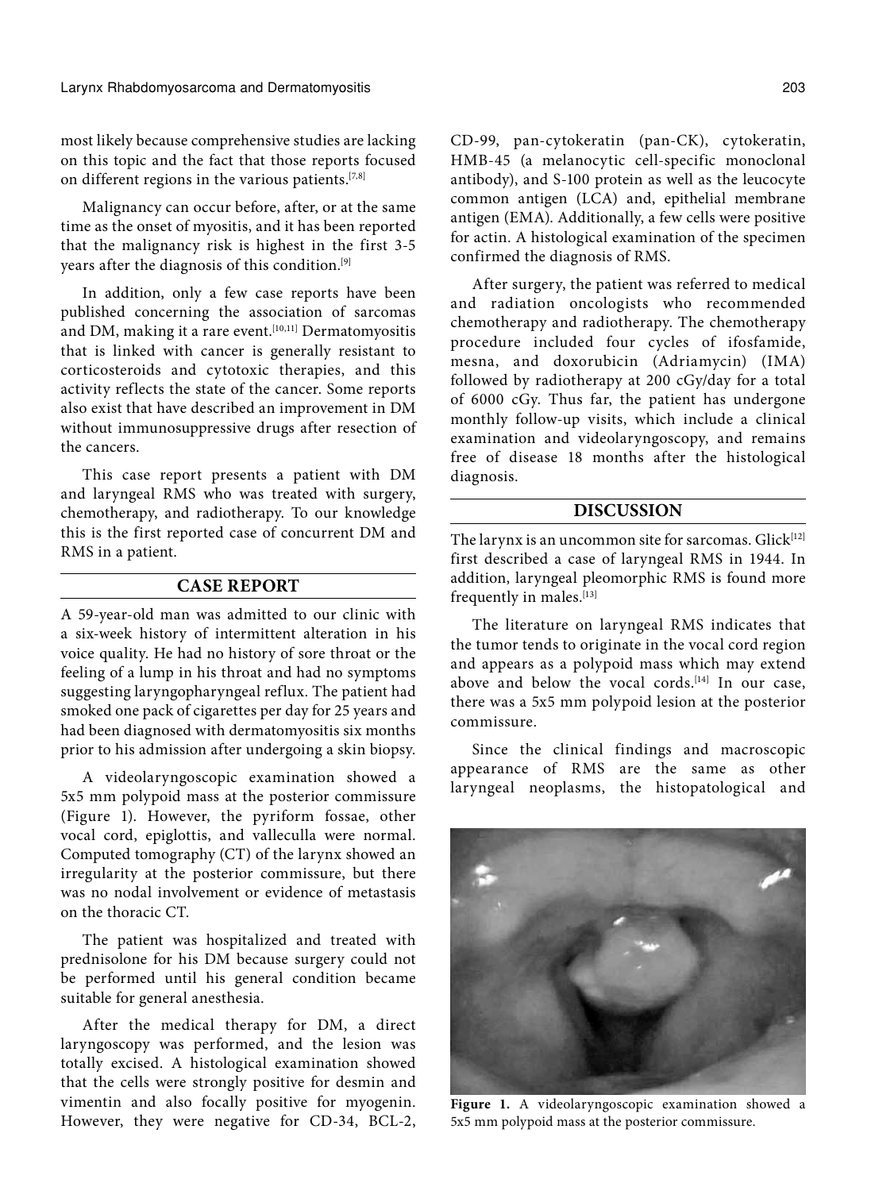most likely because comprehensive studies are lacking on this topic and the fact that those reports focused on different regions in the various patients.[7,8]

Malignancy can occur before, after, or at the same time as the onset of myositis, and it has been reported that the malignancy risk is highest in the first 3-5 years after the diagnosis of this condition.[9]

In addition, only a few case reports have been published concerning the association of sarcomas and DM, making it a rare event.[10,11] Dermatomyositis that is linked with cancer is generally resistant to corticosteroids and cytotoxic therapies, and this activity reflects the state of the cancer. Some reports also exist that have described an improvement in DM without immunosuppressive drugs after resection of the cancers.

This case report presents a patient with DM and laryngeal RMS who was treated with surgery, chemotherapy, and radiotherapy. To our knowledge this is the first reported case of concurrent DM and RMS in a patient.

## CASE REPORT

A 59-year-old man was admitted to our clinic with a six-week history of intermittent alteration in his voice quality. He had no history of sore throat or the feeling of a lump in his throat and had no symptoms suggesting laryngopharyngeal reflux. The patient had smoked one pack of cigarettes per day for 25 years and had been diagnosed with dermatomyositis six months prior to his admission after undergoing a skin biopsy.

A videolaryngoscopic examination showed a 5x5 mm polypoid mass at the posterior commissure (Figure 1). However, the pyriform fossae, other vocal cord, epiglottis, and valleculla were normal. Computed tomography (CT) of the larynx showed an irregularity at the posterior commissure, but there was no nodal involvement or evidence of metastasis on the thoracic CT.

The patient was hospitalized and treated with prednisolone for his DM because surgery could not be performed until his general condition became suitable for general anesthesia.

After the medical therapy for DM, a direct laryngoscopy was performed, and the lesion was totally excised. A histological examination showed that the cells were strongly positive for desmin and vimentin and also focally positive for myogenin. However, they were negative for CD-34, BCL-2, CD-99, pan-cytokeratin (pan-CK), cytokeratin, HMB-45 (a melanocytic cell-specific monoclonal antibody), and S-100 protein as well as the leucocyte common antigen (LCA) and, epithelial membrane antigen (EMA). Additionally, a few cells were positive for actin. A histological examination of the specimen confirmed the diagnosis of RMS.

After surgery, the patient was referred to medical and radiation oncologists who recommended chemotherapy and radiotherapy. The chemotherapy procedure included four cycles of ifosfamide, mesna, and doxorubicin (Adriamycin) (IMA) followed by radiotherapy at 200 cGy/day for a total of 6000 cGy. Thus far, the patient has undergone monthly follow-up visits, which include a clinical examination and videolaryngoscopy, and remains free of disease 18 months after the histological diagnosis.

## DISCUSSION

The larynx is an uncommon site for sarcomas. Glick[12] first described a case of laryngeal RMS in 1944. In addition, laryngeal pleomorphic RMS is found more frequently in males.[13]

The literature on laryngeal RMS indicates that the tumor tends to originate in the vocal cord region and appears as a polypoid mass which may extend above and below the vocal cords.[14] In our case, there was a 5x5 mm polypoid lesion at the posterior commissure.

Since the clinical findings and macroscopic appearance of RMS are the same as other laryngeal neoplasms, the histopatological and

**Figure 1.** A videolaryngoscopic examination showed a 5x5 mm polypoid mass at the posterior commissure.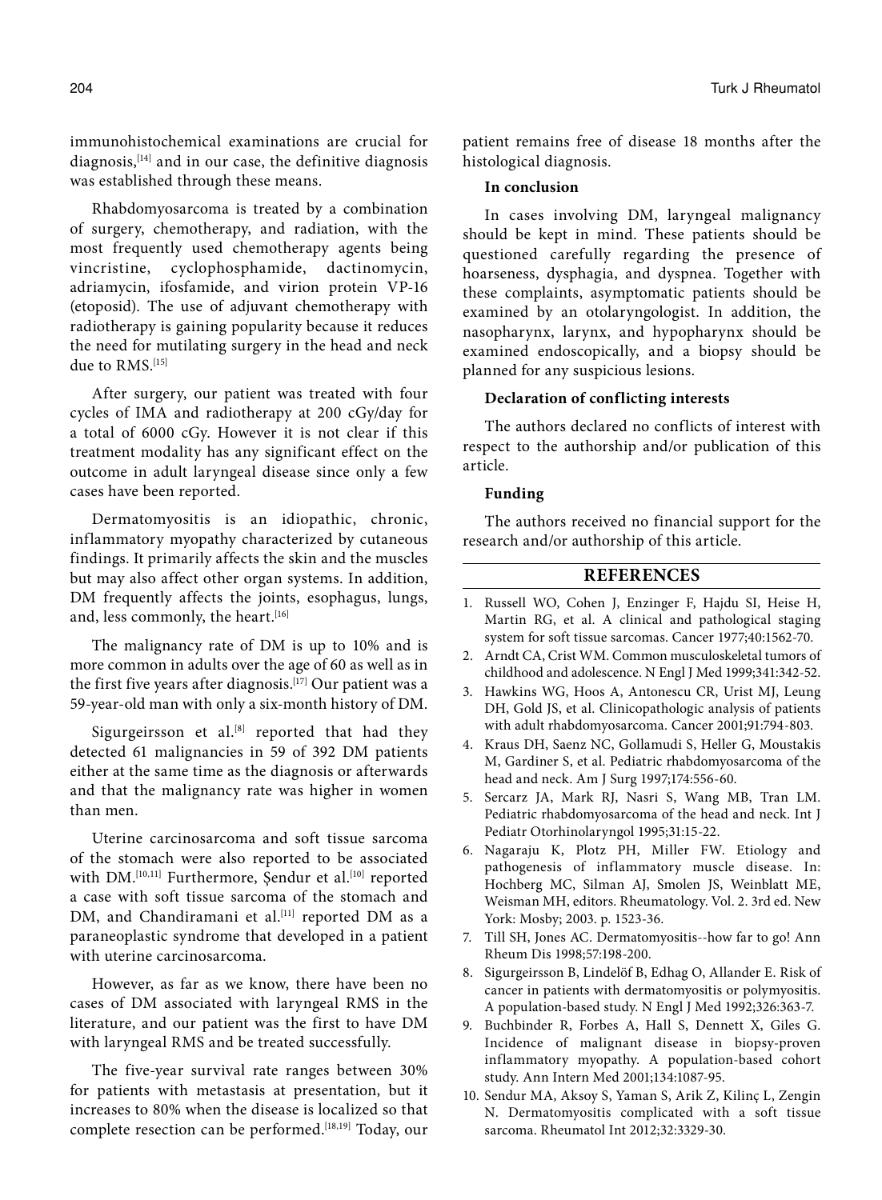immunohistochemical examinations are crucial for diagnosis,[14] and in our case, the definitive diagnosis was established through these means.

Rhabdomyosarcoma is treated by a combination of surgery, chemotherapy, and radiation, with the most frequently used chemotherapy agents being vincristine, cyclophosphamide, dactinomycin, adriamycin, ifosfamide, and virion protein VP-16 (etoposid). The use of adjuvant chemotherapy with radiotherapy is gaining popularity because it reduces the need for mutilating surgery in the head and neck due to RMS.[15]

After surgery, our patient was treated with four cycles of IMA and radiotherapy at 200 cGy/day for a total of 6000 cGy. However it is not clear if this treatment modality has any significant effect on the outcome in adult laryngeal disease since only a few cases have been reported.

Dermatomyositis is an idiopathic, chronic, inflammatory myopathy characterized by cutaneous findings. It primarily affects the skin and the muscles but may also affect other organ systems. In addition, DM frequently affects the joints, esophagus, lungs, and, less commonly, the heart.[16]

The malignancy rate of DM is up to 10% and is more common in adults over the age of 60 as well as in the first five years after diagnosis.[17] Our patient was a 59-year-old man with only a six-month history of DM.

Sigurgeirsson et al.[8] reported that had they detected 61 malignancies in 59 of 392 DM patients either at the same time as the diagnosis or afterwards and that the malignancy rate was higher in women than men.

Uterine carcinosarcoma and soft tissue sarcoma of the stomach were also reported to be associated with DM.[10,11] Furthermore, Şendur et al.[10] reported a case with soft tissue sarcoma of the stomach and DM, and Chandiramani et al.[11] reported DM as a paraneoplastic syndrome that developed in a patient with uterine carcinosarcoma.

However, as far as we know, there have been no cases of DM associated with laryngeal RMS in the literature, and our patient was the first to have DM with laryngeal RMS and be treated successfully.

The five-year survival rate ranges between 30% for patients with metastasis at presentation, but it increases to 80% when the disease is localized so that complete resection can be performed.[18,19] Today, our patient remains free of disease 18 months after the histological diagnosis.

**In conclusion**

In cases involving DM, laryngeal malignancy should be kept in mind. These patients should be questioned carefully regarding the presence of hoarseness, dysphagia, and dyspnea. Together with these complaints, asymptomatic patients should be examined by an otolaryngologist. In addition, the nasopharynx, larynx, and hypopharynx should be examined endoscopically, and a biopsy should be planned for any suspicious lesions.

**Declaration of conflicting interests**

The authors declared no conflicts of interest with respect to the authorship and/or publication of this article.

**Funding**

The authors received no financial support for the research and/or authorship of this article.

## REFERENCES

1. Russell WO, Cohen J, Enzinger F, Hajdu SI, Heise H, Martin RG, et al. A clinical and pathological staging system for soft tissue sarcomas. Cancer 1977;40:1562-70.
2. Arndt CA, Crist WM. Common musculoskeletal tumors of childhood and adolescence. N Engl J Med 1999;341:342-52.
3. Hawkins WG, Hoos A, Antonescu CR, Urist MJ, Leung DH, Gold JS, et al. Clinicopathologic analysis of patients with adult rhabdomyosarcoma. Cancer 2001;91:794-803.
4. Kraus DH, Saenz NC, Gollamudi S, Heller G, Moustakis M, Gardiner S, et al. Pediatric rhabdomyosarcoma of the head and neck. Am J Surg 1997;174:556-60.
5. Sercarz JA, Mark RJ, Nasri S, Wang MB, Tran LM. Pediatric rhabdomyosarcoma of the head and neck. Int J Pediatr Otorhinolaryngol 1995;31:15-22.
6. Nagaraju K, Plotz PH, Miller FW. Etiology and pathogenesis of inflammatory muscle disease. In: Hochberg MC, Silman AJ, Smolen JS, Weinblatt ME, Weisman MH, editors. Rheumatology. Vol. 2. 3rd ed. New York: Mosby; 2003. p. 1523-36.
7. Till SH, Jones AC. Dermatomyositis--how far to go! Ann Rheum Dis 1998;57:198-200.
8. Sigurgeirsson B, Lindelöf B, Edhag O, Allander E. Risk of cancer in patients with dermatomyositis or polymyositis. A population-based study. N Engl J Med 1992;326:363-7.
9. Buchbinder R, Forbes A, Hall S, Dennett X, Giles G. Incidence of malignant disease in biopsy-proven inflammatory myopathy. A population-based cohort study. Ann Intern Med 2001;134:1087-95.
10. Sendur MA, Aksoy S, Yaman S, Arik Z, Kilinç L, Zengin N. Dermatomyositis complicated with a soft tissue sarcoma. Rheumatol Int 2012;32:3329-30.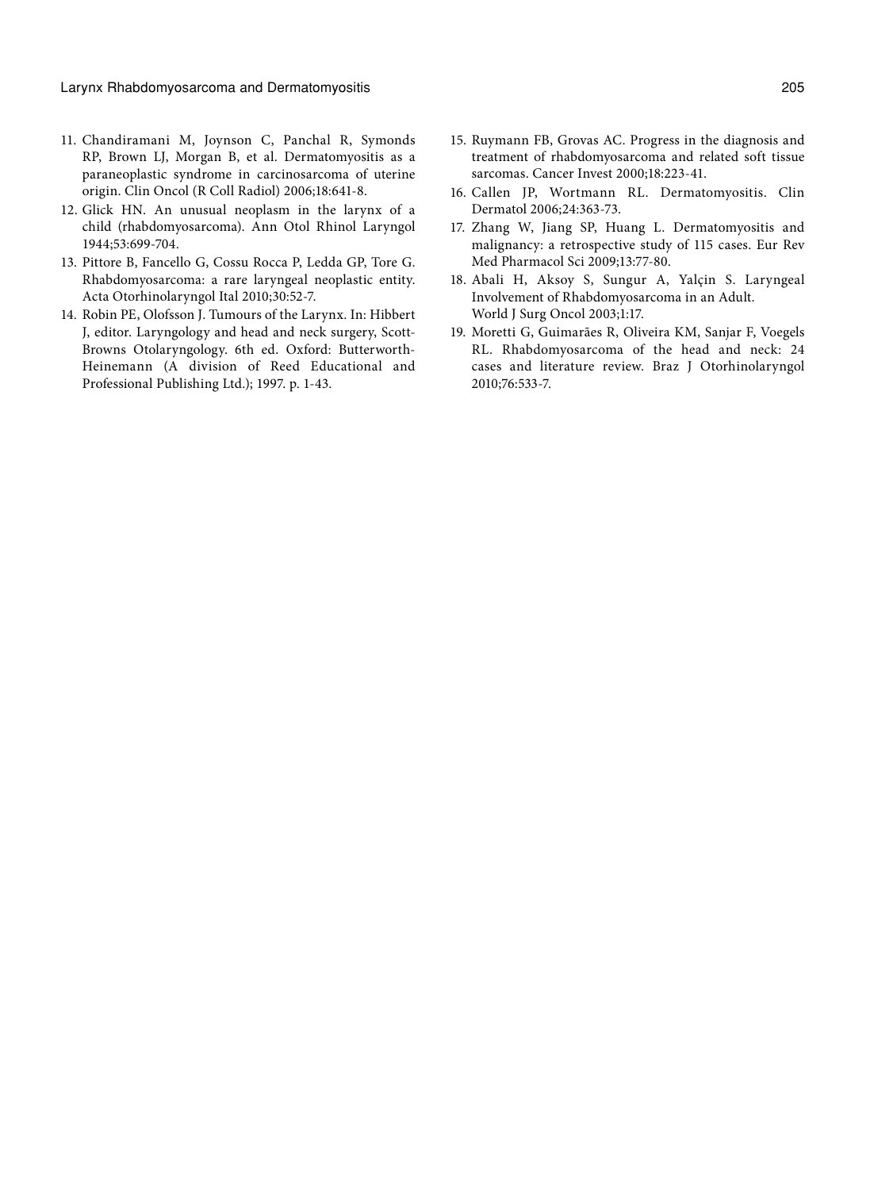11. Chandiramani M, Joynson C, Panchal R, Symonds RP, Brown LJ, Morgan B, et al. Dermatomyositis as a paraneoplastic syndrome in carcinosarcoma of uterine origin. Clin Oncol (R Coll Radiol) 2006;18:641-8.
12. Glick HN. An unusual neoplasm in the larynx of a child (rhabdomyosarcoma). Ann Otol Rhinol Laryngol 1944;53:699-704.
13. Pittore B, Fancello G, Cossu Rocca P, Ledda GP, Tore G. Rhabdomyosarcoma: a rare laryngeal neoplastic entity. Acta Otorhinolaryngol Ital 2010;30:52-7.
14. Robin PE, Olofsson J. Tumours of the Larynx. In: Hibbert J, editor. Laryngology and head and neck surgery, Scott-Browns Otolaryngology. 6th ed. Oxford: Butterworth-Heinemann (A division of Reed Educational and Professional Publishing Ltd.); 1997. p. 1-43.
15. Ruymann FB, Grovas AC. Progress in the diagnosis and treatment of rhabdomyosarcoma and related soft tissue sarcomas. Cancer Invest 2000;18:223-41.
16. Callen JP, Wortmann RL. Dermatomyositis. Clin Dermatol 2006;24:363-73.
17. Zhang W, Jiang SP, Huang L. Dermatomyositis and malignancy: a retrospective study of 115 cases. Eur Rev Med Pharmacol Sci 2009;13:77-80.
18. Abali H, Aksoy S, Sungur A, Yalçin S. Laryngeal Involvement of Rhabdomyosarcoma in an Adult. World J Surg Oncol 2003;1:17.
19. Moretti G, Guimarães R, Oliveira KM, Sanjar F, Voegels RL. Rhabdomyosarcoma of the head and neck: 24 cases and literature review. Braz J Otorhinolaryngol 2010;76:533-7.